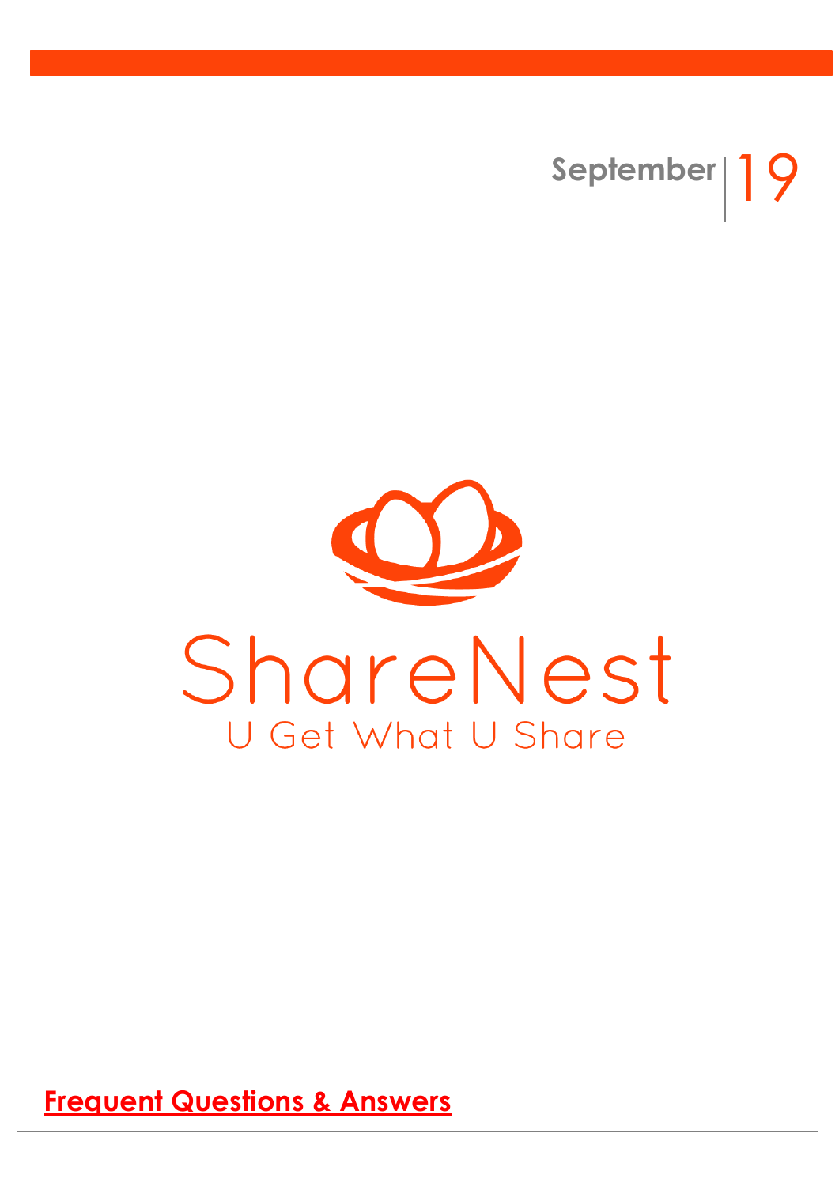September | 19

# ShareNest

U Get What U Share

## Frequent Questions & Answers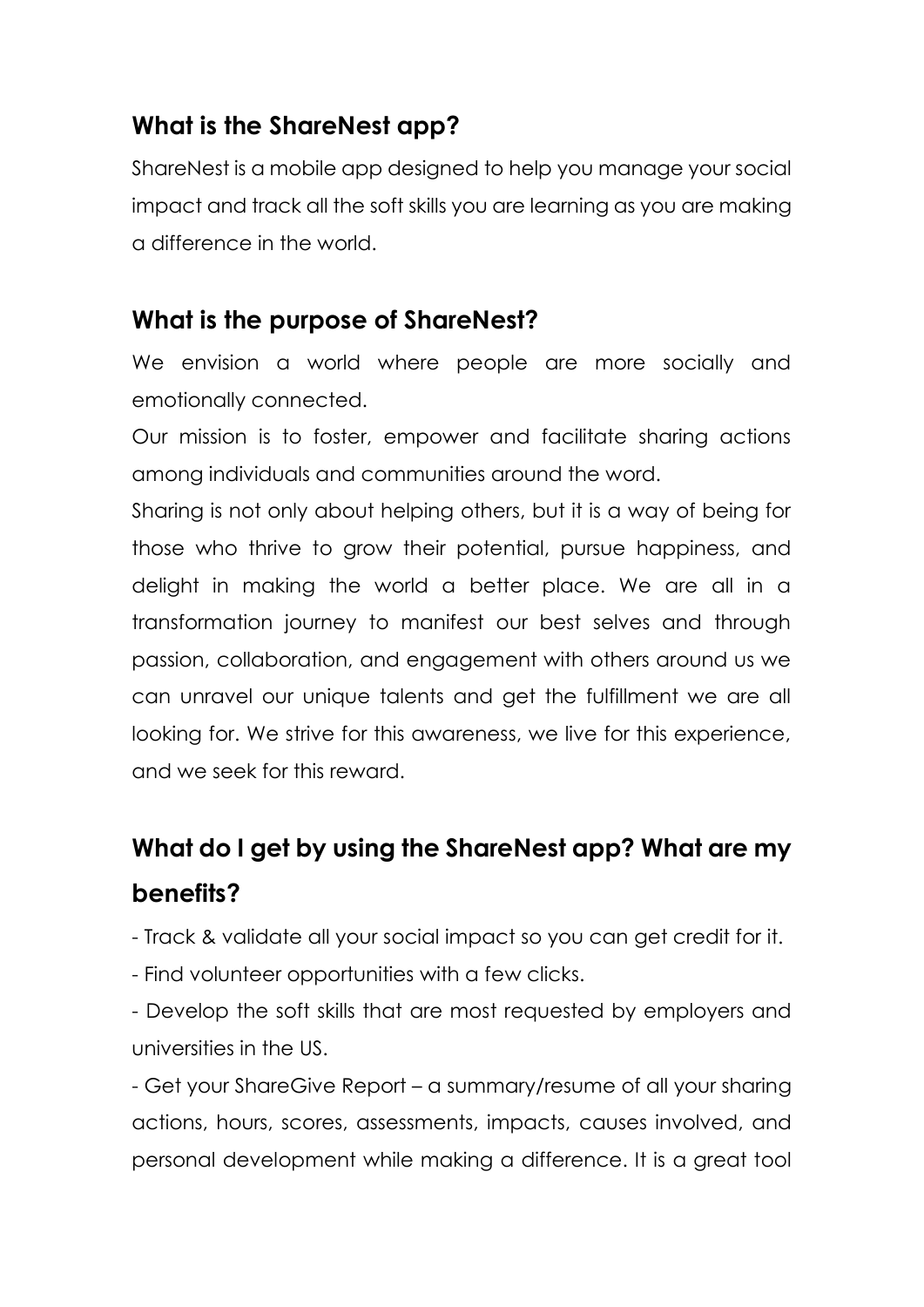## What is the ShareNest app?

ShareNest is a mobile app designed to help you manage your social impact and track all the soft skills you are learning as you are making a difference in the world.

## What is the purpose of ShareNest?

We envision a world where people are more socially and emotionally connected.

Our mission is to foster, empower and facilitate sharing actions among individuals and communities around the word.

Sharing is not only about helping others, but it is a way of being for those who thrive to grow their potential, pursue happiness, and delight in making the world a better place. We are all in a transformation journey to manifest our best selves and through passion, collaboration, and engagement with others around us we can unravel our unique talents and get the fulfillment we are all looking for. We strive for this awareness, we live for this experience, and we seek for this reward.

## What do I get by using the ShareNest app? What are my benefits?

- Track & validate all your social impact so you can get credit for it.
- Find volunteer opportunities with a few clicks.
- Develop the soft skills that are most requested by employers and universities in the US.
- Get your ShareGive Report – a summary/resume of all your sharing actions, hours, scores, assessments, impacts, causes involved, and personal development while making a difference. It is a great tool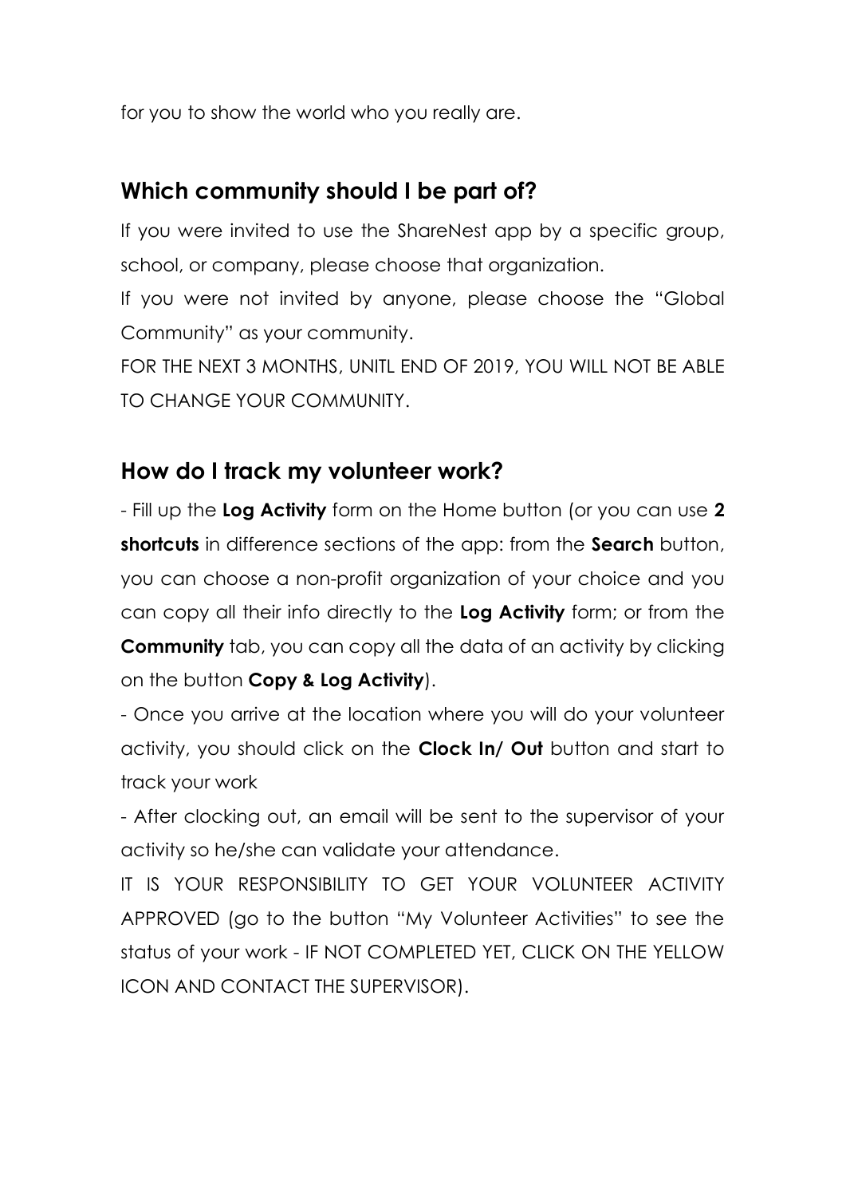for you to show the world who you really are.

## Which community should I be part of?

If you were invited to use the ShareNest app by a specific group, school, or company, please choose that organization.

If you were not invited by anyone, please choose the "Global Community" as your community.

FOR THE NEXT 3 MONTHS, UNITL END OF 2019, YOU WILL NOT BE ABLE TO CHANGE YOUR COMMUNITY.

## How do I track my volunteer work?

- Fill up the **Log Activity** form on the Home button (or you can use **2 shortcuts** in difference sections of the app: from the **Search** button, you can choose a non-profit organization of your choice and you can copy all their info directly to the **Log Activity** form; or from the **Community** tab, you can copy all the data of an activity by clicking on the button **Copy & Log Activity**).
- Once you arrive at the location where you will do your volunteer activity, you should click on the **Clock In/ Out** button and start to track your work
- After clocking out, an email will be sent to the supervisor of your activity so he/she can validate your attendance.

IT IS YOUR RESPONSIBILITY TO GET YOUR VOLUNTEER ACTIVITY APPROVED (go to the button "My Volunteer Activities" to see the status of your work - IF NOT COMPLETED YET, CLICK ON THE YELLOW ICON AND CONTACT THE SUPERVISOR).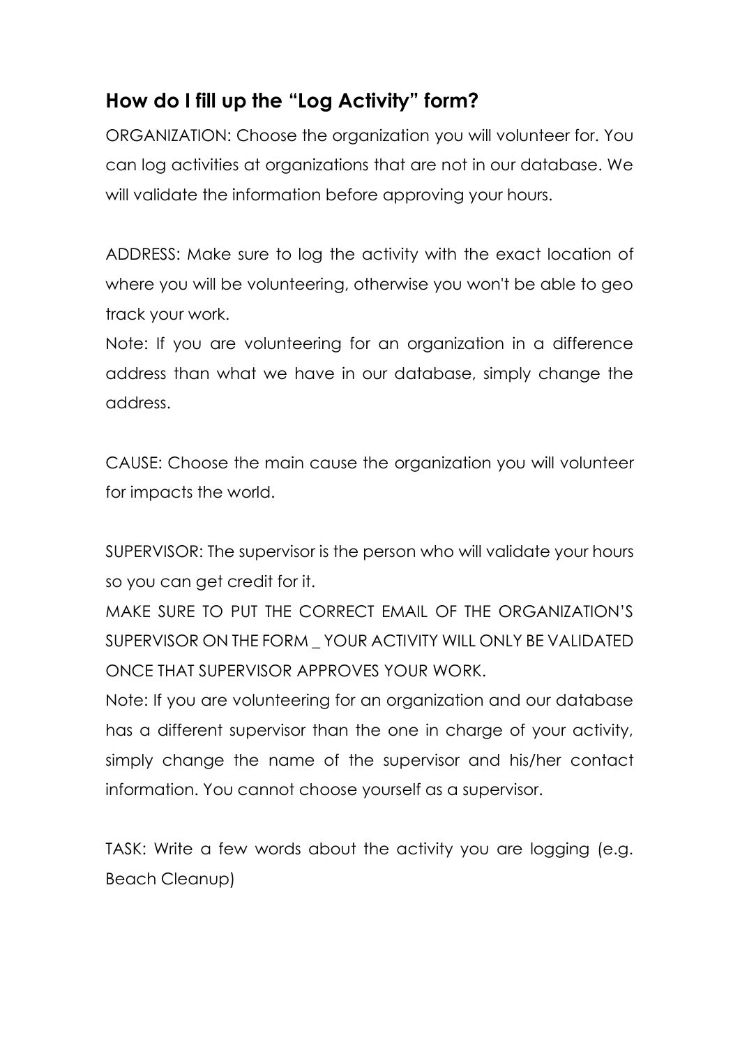## How do I fill up the “Log Activity” form?

ORGANIZATION: Choose the organization you will volunteer for. You can log activities at organizations that are not in our database. We will validate the information before approving your hours.

ADDRESS: Make sure to log the activity with the exact location of where you will be volunteering, otherwise you won't be able to geo track your work.

Note: If you are volunteering for an organization in a difference address than what we have in our database, simply change the address.

CAUSE: Choose the main cause the organization you will volunteer for impacts the world.

SUPERVISOR: The supervisor is the person who will validate your hours so you can get credit for it.

MAKE SURE TO PUT THE CORRECT EMAIL OF THE ORGANIZATION’S SUPERVISOR ON THE FORM _ YOUR ACTIVITY WILL ONLY BE VALIDATED ONCE THAT SUPERVISOR APPROVES YOUR WORK.

Note: If you are volunteering for an organization and our database has a different supervisor than the one in charge of your activity, simply change the name of the supervisor and his/her contact information. You cannot choose yourself as a supervisor.

TASK: Write a few words about the activity you are logging (e.g. Beach Cleanup)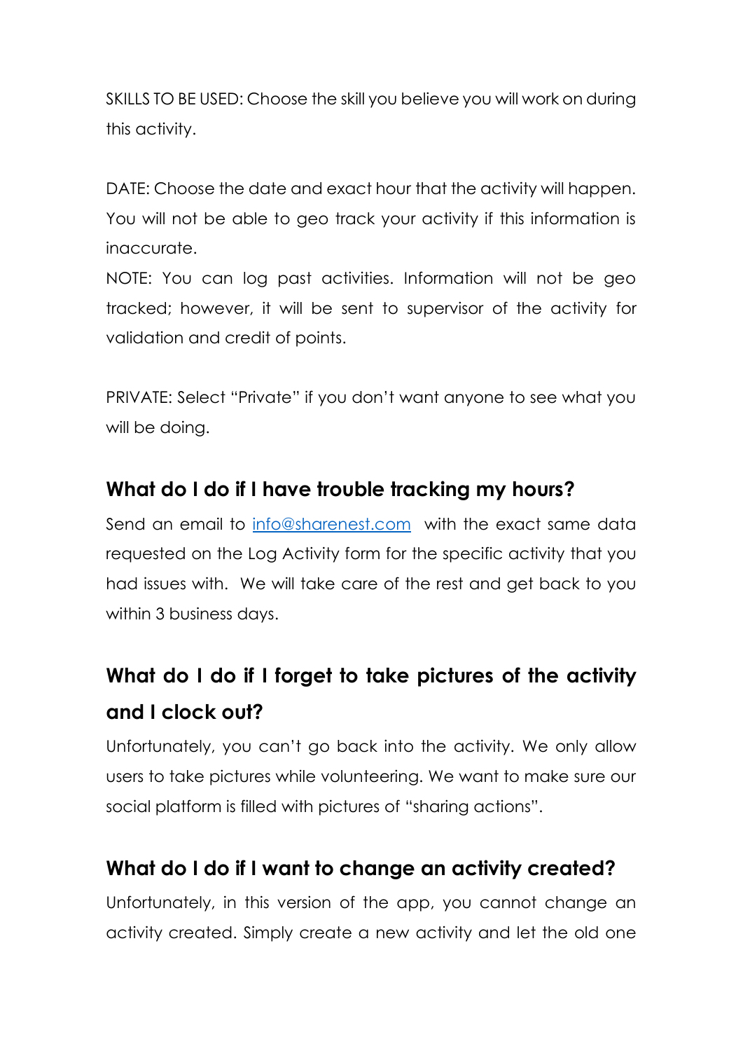SKILLS TO BE USED: Choose the skill you believe you will work on during this activity.

DATE: Choose the date and exact hour that the activity will happen. You will not be able to geo track your activity if this information is inaccurate.

NOTE: You can log past activities. Information will not be geo tracked; however, it will be sent to supervisor of the activity for validation and credit of points.

PRIVATE: Select "Private" if you don't want anyone to see what you will be doing.

## What do I do if I have trouble tracking my hours?

Send an email to [info@sharenest.com](mailto:info@sharenest.com) with the exact same data requested on the Log Activity form for the specific activity that you had issues with. We will take care of the rest and get back to you within 3 business days.

## What do I do if I forget to take pictures of the activity and I clock out?

Unfortunately, you can't go back into the activity. We only allow users to take pictures while volunteering. We want to make sure our social platform is filled with pictures of "sharing actions".

## What do I do if I want to change an activity created?

Unfortunately, in this version of the app, you cannot change an activity created. Simply create a new activity and let the old one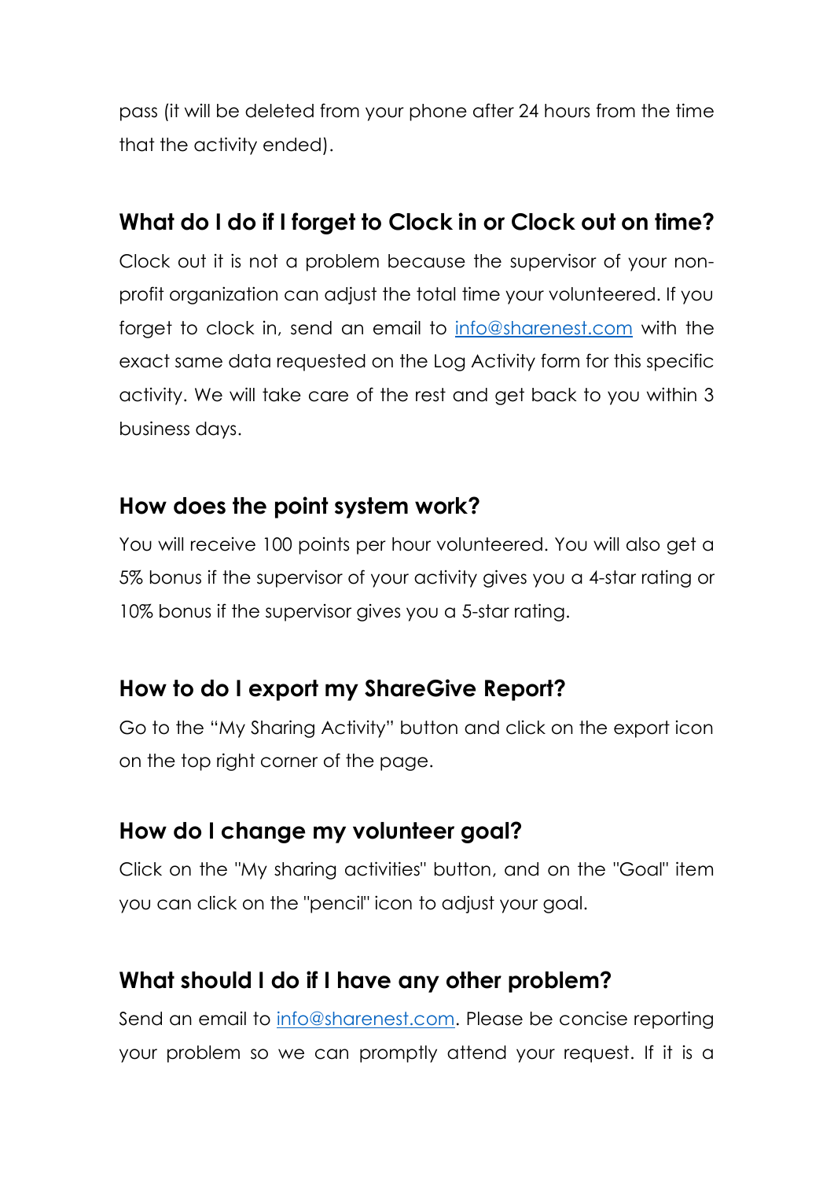pass (it will be deleted from your phone after 24 hours from the time that the activity ended).

### What do I do if I forget to Clock in or Clock out on time?

Clock out it is not a problem because the supervisor of your non-profit organization can adjust the total time your volunteered. If you forget to clock in, send an email to [info@sharenest.com](mailto:info@sharenest.com) with the exact same data requested on the Log Activity form for this specific activity. We will take care of the rest and get back to you within 3 business days.

### How does the point system work?

You will receive 100 points per hour volunteered. You will also get a 5% bonus if the supervisor of your activity gives you a 4-star rating or 10% bonus if the supervisor gives you a 5-star rating.

### How to do I export my ShareGive Report?

Go to the “My Sharing Activity” button and click on the export icon on the top right corner of the page.

### How do I change my volunteer goal?

Click on the "My sharing activities" button, and on the "Goal" item you can click on the "pencil" icon to adjust your goal.

### What should I do if I have any other problem?

Send an email to [info@sharenest.com](mailto:info@sharenest.com). Please be concise reporting your problem so we can promptly attend your request. If it is a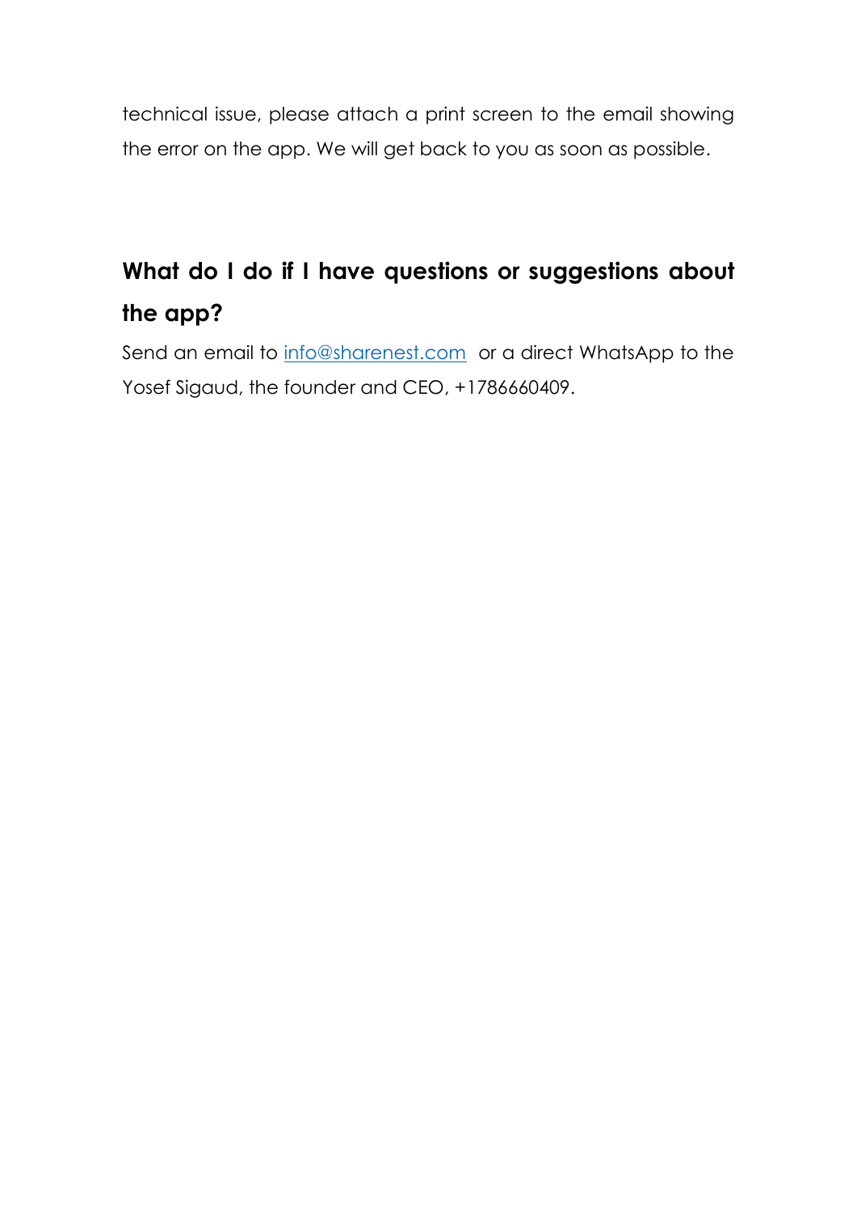technical issue, please attach a print screen to the email showing the error on the app. We will get back to you as soon as possible.

## What do I do if I have questions or suggestions about the app?

Send an email to [info@sharenest.com](mailto:info@sharenest.com) or a direct WhatsApp to the Yosef Sigaud, the founder and CEO, +1786660409.